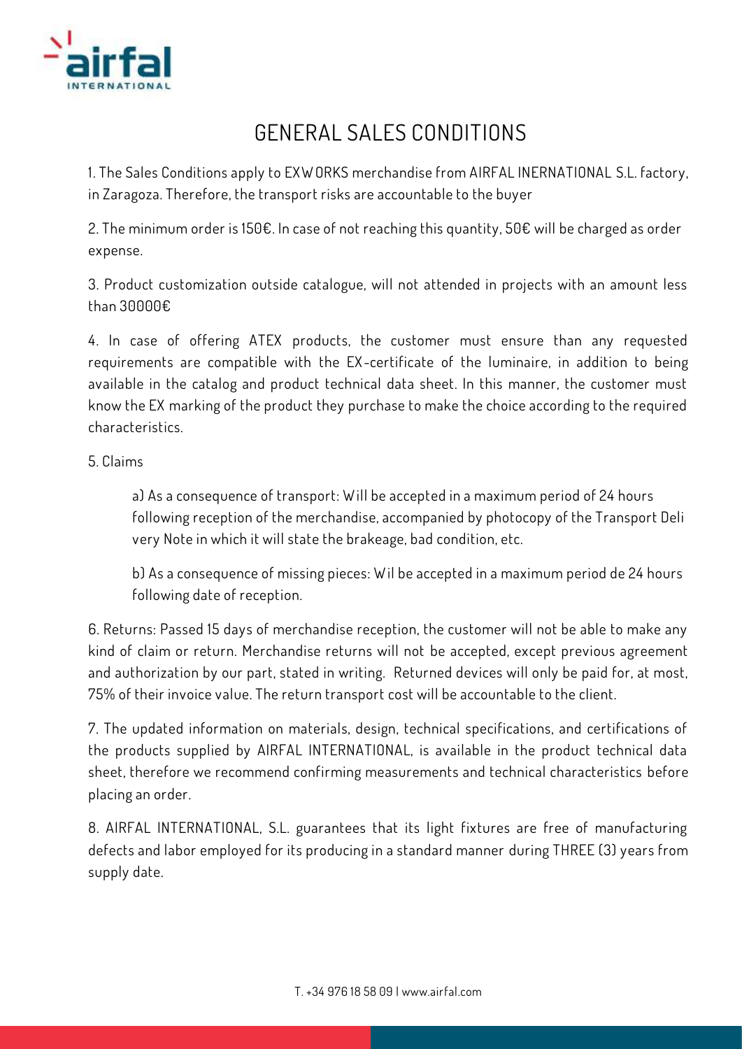# GENERAL SALES CONDITIONS

1. The Sales Conditions apply to EXWORKS merchandise from AIRFAL INERNATIONAL S.L. factory, in Zaragoza. Therefore, the transport risks are accountable to the buyer

2. The minimum order is 150€. In case of not reaching this quantity, 50€ will be charged as order expense.

3. Product customization outside catalogue, will not attended in projects with an amount less than 30000€

4. In case of offering ATEX products, the customer must ensure than any requested requirements are compatible with the EX-certificate of the luminaire, in addition to being available in the catalog and product technical data sheet. In this manner, the customer must know the EX marking of the product they purchase to make the choice according to the required characteristics.

5. Claims

   a) As a consequence of transport: Will be accepted in a maximum period of 24 hours following reception of the merchandise, accompanied by photocopy of the Transport Deli very Note in which it will state the brakeage, bad condition, etc.

   b) As a consequence of missing pieces: Wil be accepted in a maximum period de 24 hours following date of reception.

6. Returns: Passed 15 days of merchandise reception, the customer will not be able to make any kind of claim or return. Merchandise returns will not be accepted, except previous agreement and authorization by our part, stated in writing. Returned devices will only be paid for, at most, 75% of their invoice value. The return transport cost will be accountable to the client.

7. The updated information on materials, design, technical specifications, and certifications of the products supplied by AIRFAL INTERNATIONAL, is available in the product technical data sheet, therefore we recommend confirming measurements and technical characteristics before placing an order.

8. AIRFAL INTERNATIONAL, S.L. guarantees that its light fixtures are free of manufacturing defects and labor employed for its producing in a standard manner during THREE (3) years from supply date.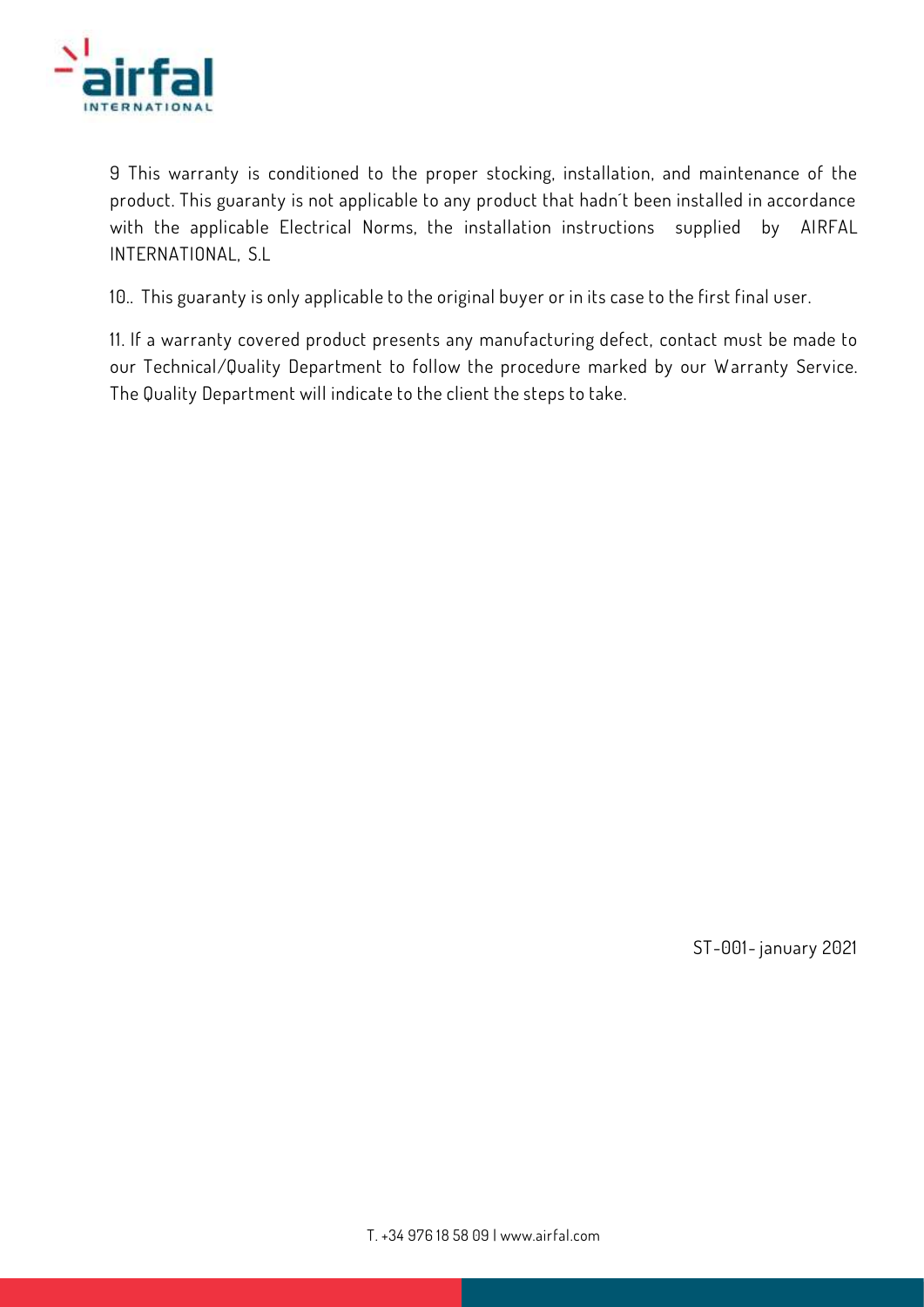9 This warranty is conditioned to the proper stocking, installation, and maintenance of the product. This guaranty is not applicable to any product that hadn´t been installed in accordance with the applicable Electrical Norms, the installation instructions supplied by AIRFAL INTERNATIONAL, S.L

10.. This guaranty is only applicable to the original buyer or in its case to the first final user.

11. If a warranty covered product presents any manufacturing defect, contact must be made to our Technical/Quality Department to follow the procedure marked by our Warranty Service. The Quality Department will indicate to the client the steps to take.

ST-001- january 2021